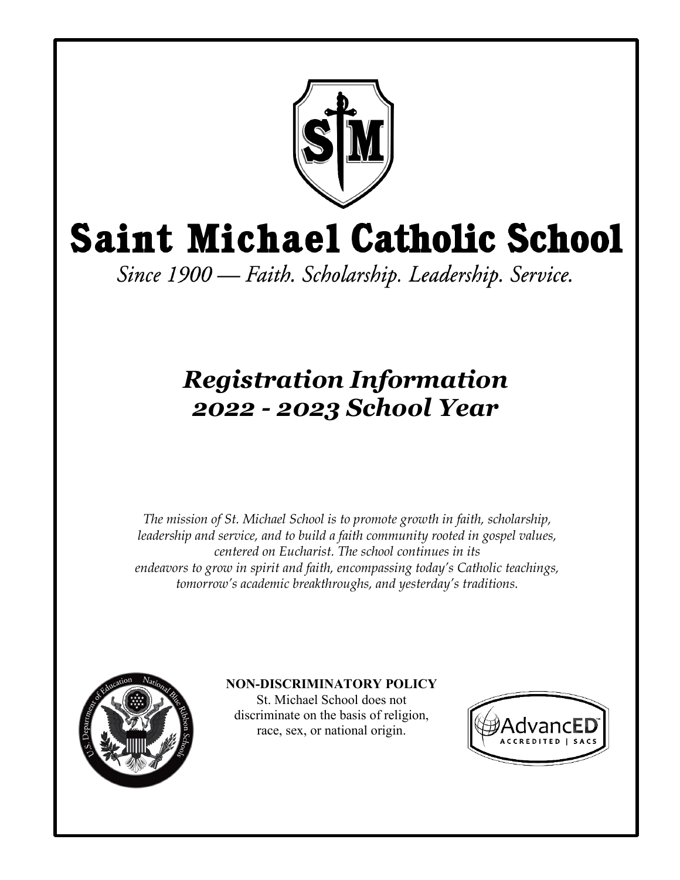# Saint Michael Catholic School

*Since 1900 — Faith. Scholarship. Leadership. Service.*

## *Registration Information 2022 - 2023 School Year*

*The mission of St. Michael School is to promote growth in faith, scholarship, leadership and service, and to build a faith community rooted in gospel values, centered on Eucharist. The school continues in its endeavors to grow in spirit and faith, encompassing today's Catholic teachings, tomorrow's academic breakthroughs, and yesterday's traditions.*

**NON-DISCRIMINATORY POLICY**

St. Michael School does not discriminate on the basis of religion, race, sex, or national origin.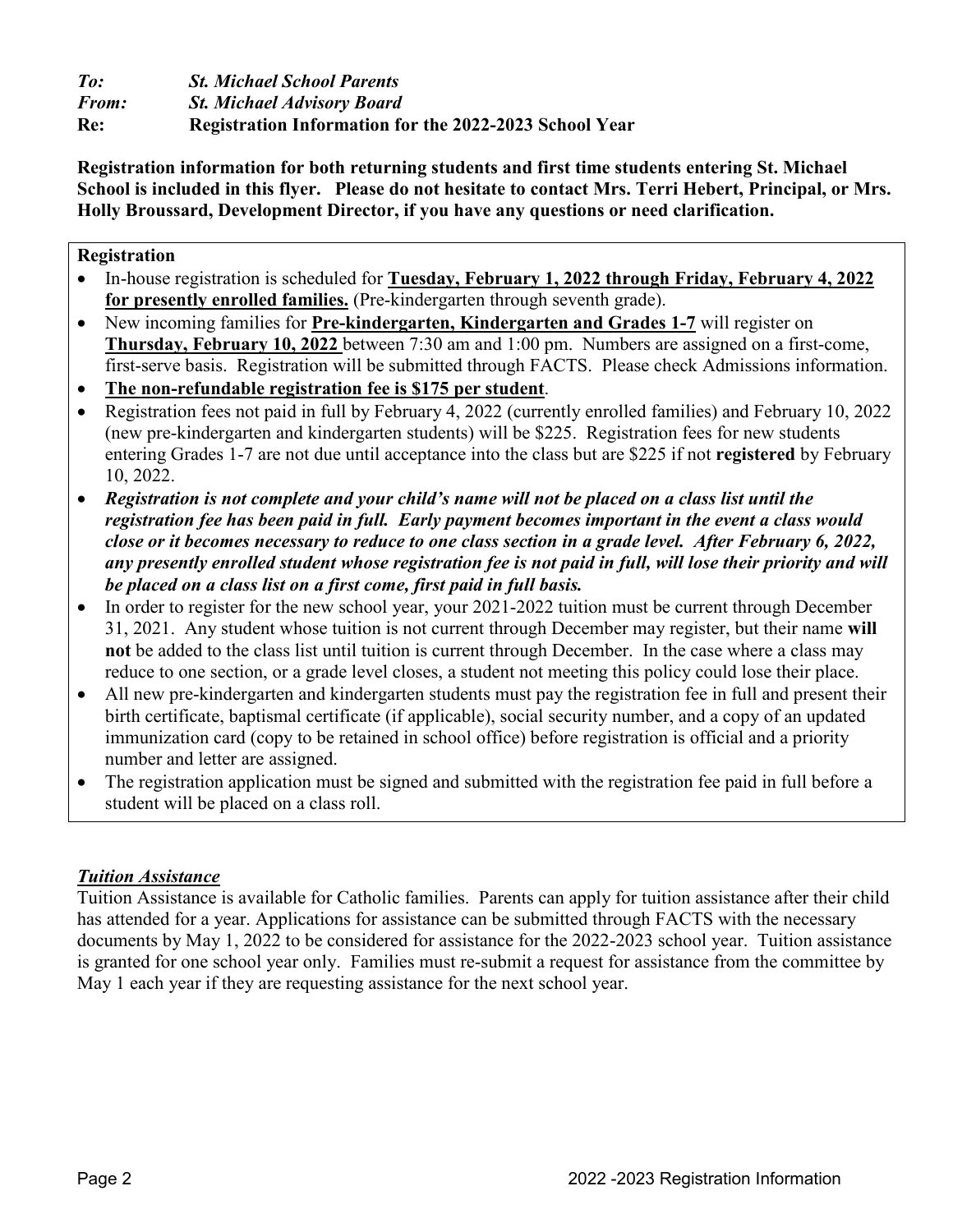***To:*** ***St. Michael School Parents***
***From:*** ***St. Michael Advisory Board***
**Re:** **Registration Information for the 2022-2023 School Year**

**Registration information for both returning students and first time students entering St. Michael School is included in this flyer. Please do not hesitate to contact Mrs. Terri Hebert, Principal, or Mrs. Holly Broussard, Development Director, if you have any questions or need clarification.**

**Registration**

- In-house registration is scheduled for **Tuesday, February 1, 2022 through Friday, February 4, 2022 for presently enrolled families.** (Pre-kindergarten through seventh grade).
- New incoming families for **Pre-kindergarten, Kindergarten and Grades 1-7** will register on **Thursday, February 10, 2022** between 7:30 am and 1:00 pm. Numbers are assigned on a first-come, first-serve basis. Registration will be submitted through FACTS. Please check Admissions information.
- **The non-refundable registration fee is $175 per student**.
- Registration fees not paid in full by February 4, 2022 (currently enrolled families) and February 10, 2022 (new pre-kindergarten and kindergarten students) will be $225. Registration fees for new students entering Grades 1-7 are not due until acceptance into the class but are $225 if not **registered** by February 10, 2022.
- ***Registration is not complete and your child's name will not be placed on a class list until the registration fee has been paid in full. Early payment becomes important in the event a class would close or it becomes necessary to reduce to one class section in a grade level. After February 6, 2022, any presently enrolled student whose registration fee is not paid in full, will lose their priority and will be placed on a class list on a first come, first paid in full basis.***
- In order to register for the new school year, your 2021-2022 tuition must be current through December 31, 2021. Any student whose tuition is not current through December may register, but their name **will not** be added to the class list until tuition is current through December. In the case where a class may reduce to one section, or a grade level closes, a student not meeting this policy could lose their place.
- All new pre-kindergarten and kindergarten students must pay the registration fee in full and present their birth certificate, baptismal certificate (if applicable), social security number, and a copy of an updated immunization card (copy to be retained in school office) before registration is official and a priority number and letter are assigned.
- The registration application must be signed and submitted with the registration fee paid in full before a student will be placed on a class roll.

## ***Tuition Assistance***

Tuition Assistance is available for Catholic families. Parents can apply for tuition assistance after their child has attended for a year. Applications for assistance can be submitted through FACTS with the necessary documents by May 1, 2022 to be considered for assistance for the 2022-2023 school year. Tuition assistance is granted for one school year only. Families must re-submit a request for assistance from the committee by May 1 each year if they are requesting assistance for the next school year.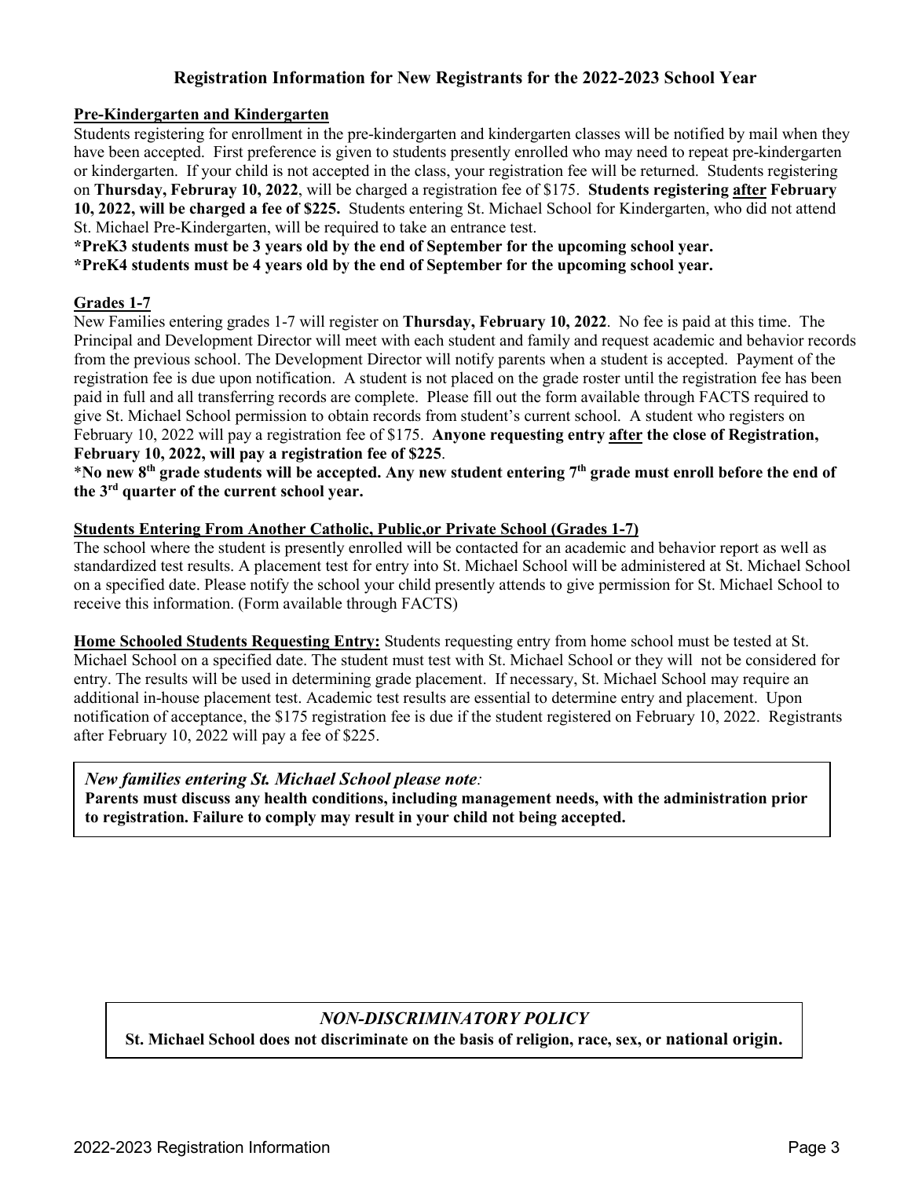## Registration Information for New Registrants for the 2022-2023 School Year

### Pre-Kindergarten and Kindergarten

Students registering for enrollment in the pre-kindergarten and kindergarten classes will be notified by mail when they have been accepted. First preference is given to students presently enrolled who may need to repeat pre-kindergarten or kindergarten. If your child is not accepted in the class, your registration fee will be returned. Students registering on **Thursday, Februray 10, 2022**, will be charged a registration fee of $175. **Students registering after February 10, 2022, will be charged a fee of $225.** Students entering St. Michael School for Kindergarten, who did not attend St. Michael Pre-Kindergarten, will be required to take an entrance test.

**\*PreK3 students must be 3 years old by the end of September for the upcoming school year.**
**\*PreK4 students must be 4 years old by the end of September for the upcoming school year.**

### Grades 1-7

New Families entering grades 1-7 will register on **Thursday, February 10, 2022**. No fee is paid at this time. The Principal and Development Director will meet with each student and family and request academic and behavior records from the previous school. The Development Director will notify parents when a student is accepted. Payment of the registration fee is due upon notification. A student is not placed on the grade roster until the registration fee has been paid in full and all transferring records are complete. Please fill out the form available through FACTS required to give St. Michael School permission to obtain records from student's current school. A student who registers on February 10, 2022 will pay a registration fee of $175. **Anyone requesting entry after the close of Registration, February 10, 2022, will pay a registration fee of $225**.

\***No new 8th grade students will be accepted. Any new student entering 7th grade must enroll before the end of the 3rd quarter of the current school year.**

### Students Entering From Another Catholic, Public,or Private School (Grades 1-7)

The school where the student is presently enrolled will be contacted for an academic and behavior report as well as standardized test results. A placement test for entry into St. Michael School will be administered at St. Michael School on a specified date. Please notify the school your child presently attends to give permission for St. Michael School to receive this information. (Form available through FACTS)

**Home Schooled Students Requesting Entry:** Students requesting entry from home school must be tested at St. Michael School on a specified date. The student must test with St. Michael School or they will not be considered for entry. The results will be used in determining grade placement. If necessary, St. Michael School may require an additional in-house placement test. Academic test results are essential to determine entry and placement. Upon notification of acceptance, the $175 registration fee is due if the student registered on February 10, 2022. Registrants after February 10, 2022 will pay a fee of $225.

> ***New families entering St. Michael School please note:***
> **Parents must discuss any health conditions, including management needs, with the administration prior to registration. Failure to comply may result in your child not being accepted.**

> ***NON-DISCRIMINATORY POLICY***
> **St. Michael School does not discriminate on the basis of religion, race, sex, or national origin.**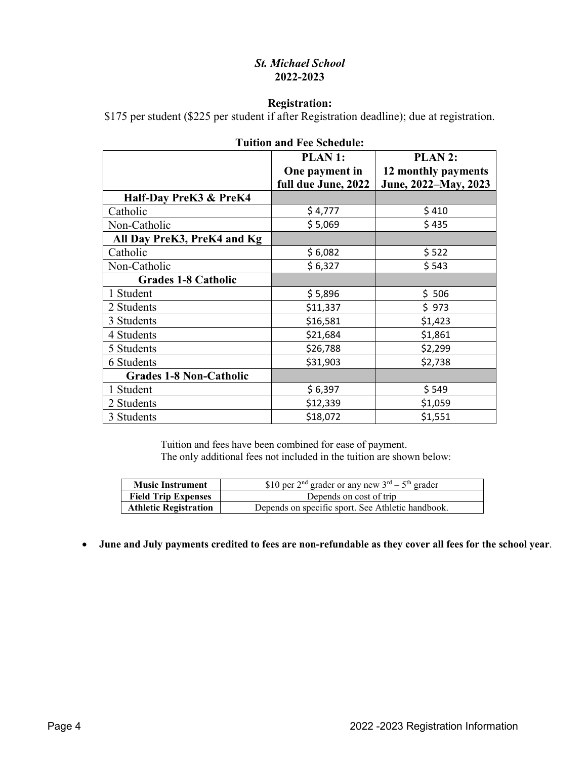***St. Michael School***
**2022-2023**

**Registration:**

$175 per student ($225 per student if after Registration deadline); due at registration.

**Tuition and Fee Schedule:**

| | PLAN 1: One payment in full due June, 2022 | PLAN 2: 12 monthly payments June, 2022–May, 2023 |
|---|---|---|
| **Half-Day PreK3 & PreK4** | | |
| Catholic | $ 4,777 | $ 410 |
| Non-Catholic | $ 5,069 | $ 435 |
| **All Day PreK3, PreK4 and Kg** | | |
| Catholic | $ 6,082 | $ 522 |
| Non-Catholic | $ 6,327 | $ 543 |
| **Grades 1-8 Catholic** | | |
| 1 Student | $ 5,896 | $ 506 |
| 2 Students | $11,337 | $ 973 |
| 3 Students | $16,581 | $1,423 |
| 4 Students | $21,684 | $1,861 |
| 5 Students | $26,788 | $2,299 |
| 6 Students | $31,903 | $2,738 |
| **Grades 1-8 Non-Catholic** | | |
| 1 Student | $ 6,397 | $ 549 |
| 2 Students | $12,339 | $1,059 |
| 3 Students | $18,072 | $1,551 |

Tuition and fees have been combined for ease of payment.
The only additional fees not included in the tuition are shown below:

| | |
|---|---|
| **Music Instrument** | $10 per 2nd grader or any new 3rd – 5th grader |
| **Field Trip Expenses** | Depends on cost of trip |
| **Athletic Registration** | Depends on specific sport. See Athletic handbook. |

- **June and July payments credited to fees are non-refundable as they cover all fees for the school year**.